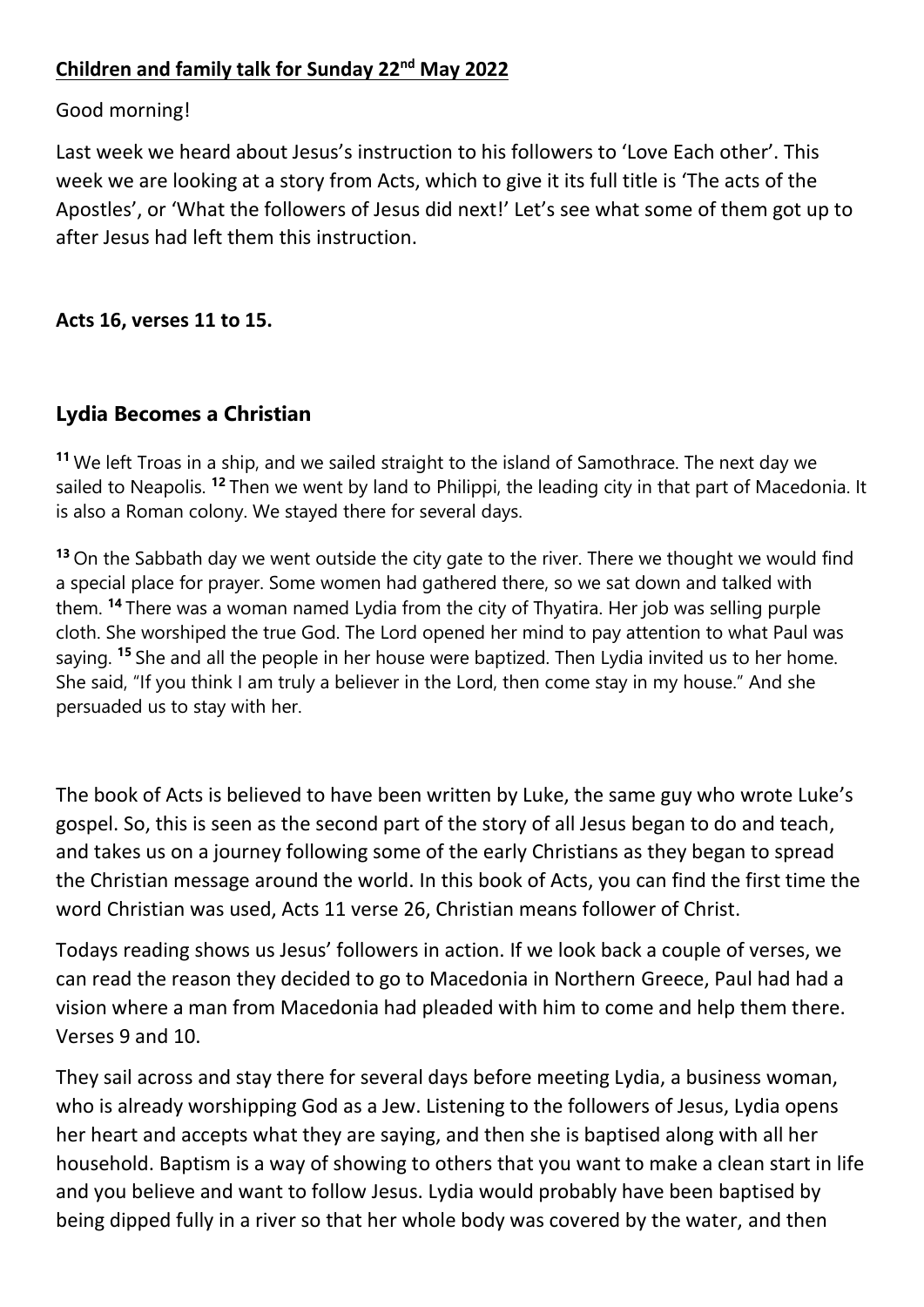**Children and family talk for Sunday 22nd May 2022**

Good morning!

Last week we heard about Jesus's instruction to his followers to 'Love Each other'. This week we are looking at a story from Acts, which to give it its full title is 'The acts of the Apostles', or 'What the followers of Jesus did next!' Let's see what some of them got up to after Jesus had left them this instruction.

**Acts 16, verses 11 to 15.**

## Lydia Becomes a Christian

**11** We left Troas in a ship, and we sailed straight to the island of Samothrace. The next day we sailed to Neapolis. **12** Then we went by land to Philippi, the leading city in that part of Macedonia. It is also a Roman colony. We stayed there for several days.

**13** On the Sabbath day we went outside the city gate to the river. There we thought we would find a special place for prayer. Some women had gathered there, so we sat down and talked with them. **14** There was a woman named Lydia from the city of Thyatira. Her job was selling purple cloth. She worshiped the true God. The Lord opened her mind to pay attention to what Paul was saying. **15** She and all the people in her house were baptized. Then Lydia invited us to her home. She said, "If you think I am truly a believer in the Lord, then come stay in my house." And she persuaded us to stay with her.

The book of Acts is believed to have been written by Luke, the same guy who wrote Luke's gospel. So, this is seen as the second part of the story of all Jesus began to do and teach, and takes us on a journey following some of the early Christians as they began to spread the Christian message around the world. In this book of Acts, you can find the first time the word Christian was used, Acts 11 verse 26, Christian means follower of Christ.

Todays reading shows us Jesus' followers in action. If we look back a couple of verses, we can read the reason they decided to go to Macedonia in Northern Greece, Paul had had a vision where a man from Macedonia had pleaded with him to come and help them there. Verses 9 and 10.

They sail across and stay there for several days before meeting Lydia, a business woman, who is already worshipping God as a Jew. Listening to the followers of Jesus, Lydia opens her heart and accepts what they are saying, and then she is baptised along with all her household. Baptism is a way of showing to others that you want to make a clean start in life and you believe and want to follow Jesus. Lydia would probably have been baptised by being dipped fully in a river so that her whole body was covered by the water, and then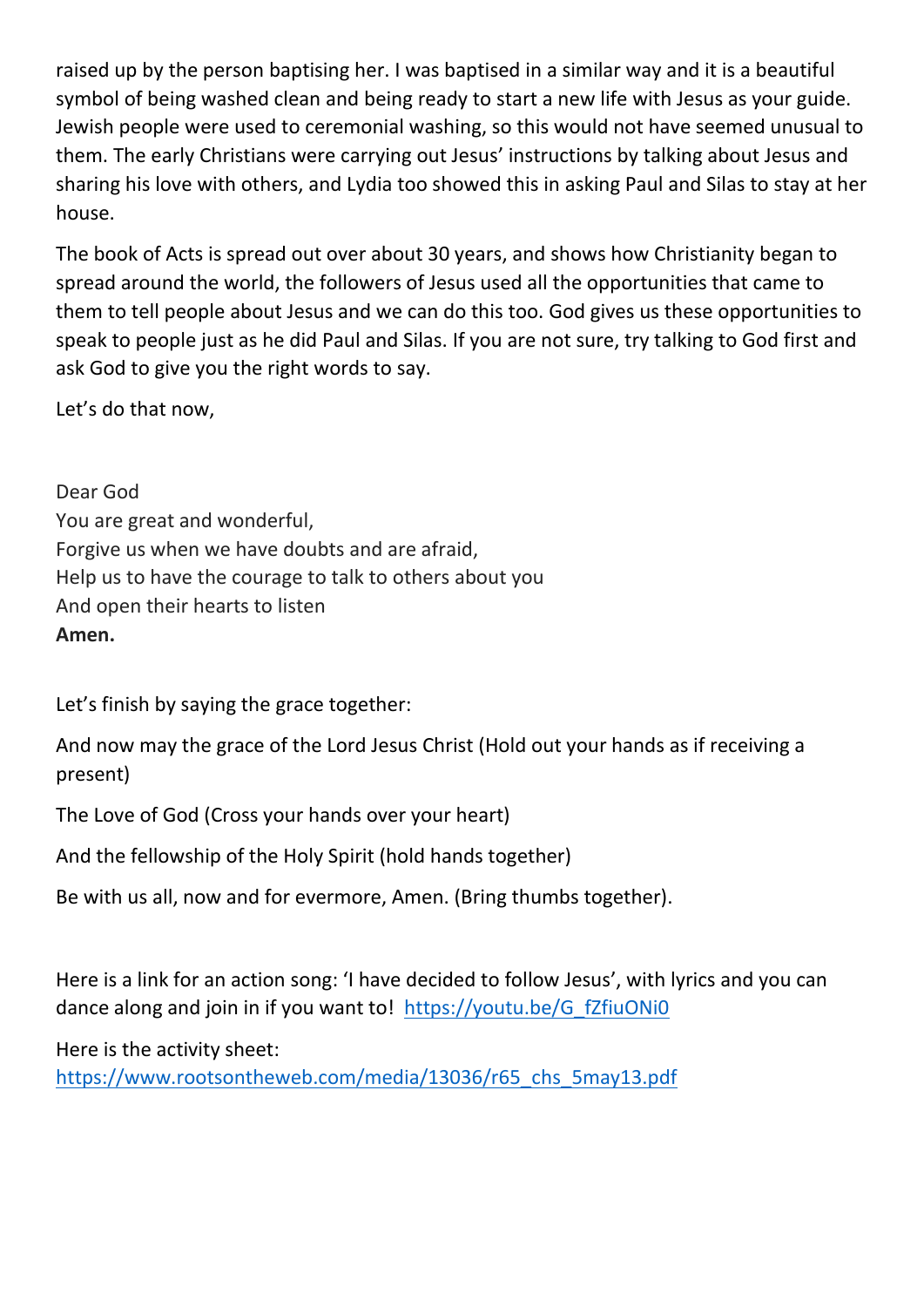raised up by the person baptising her. I was baptised in a similar way and it is a beautiful symbol of being washed clean and being ready to start a new life with Jesus as your guide. Jewish people were used to ceremonial washing, so this would not have seemed unusual to them. The early Christians were carrying out Jesus' instructions by talking about Jesus and sharing his love with others, and Lydia too showed this in asking Paul and Silas to stay at her house.

The book of Acts is spread out over about 30 years, and shows how Christianity began to spread around the world, the followers of Jesus used all the opportunities that came to them to tell people about Jesus and we can do this too. God gives us these opportunities to speak to people just as he did Paul and Silas. If you are not sure, try talking to God first and ask God to give you the right words to say.

Let's do that now,

Dear God
You are great and wonderful,
Forgive us when we have doubts and are afraid,
Help us to have the courage to talk to others about you
And open their hearts to listen
**Amen.**

Let's finish by saying the grace together:

And now may the grace of the Lord Jesus Christ (Hold out your hands as if receiving a present)

The Love of God (Cross your hands over your heart)

And the fellowship of the Holy Spirit (hold hands together)

Be with us all, now and for evermore, Amen. (Bring thumbs together).

Here is a link for an action song: 'I have decided to follow Jesus', with lyrics and you can dance along and join in if you want to! https://youtu.be/G_fZfiuONi0

Here is the activity sheet:
https://www.rootsontheweb.com/media/13036/r65_chs_5may13.pdf